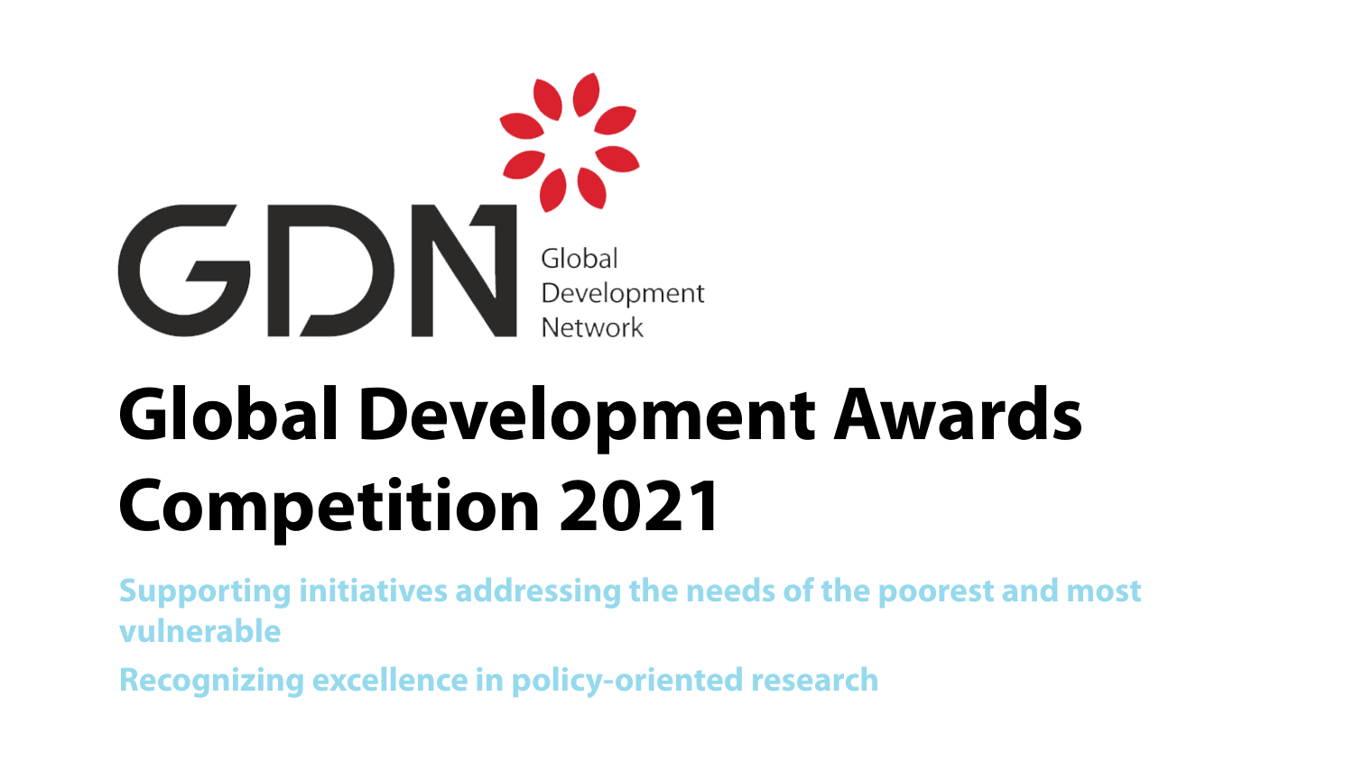GDN Global Development Network

# Global Development Awards Competition 2021

Supporting initiatives addressing the needs of the poorest and most vulnerable

Recognizing excellence in policy-oriented research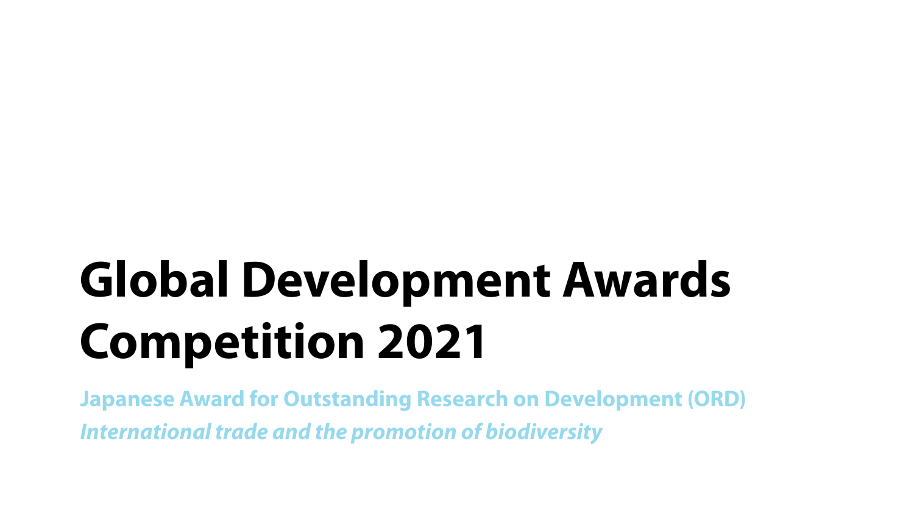# Global Development Awards Competition 2021

**Japanese Award for Outstanding Research on Development (ORD)**

***International trade and the promotion of biodiversity***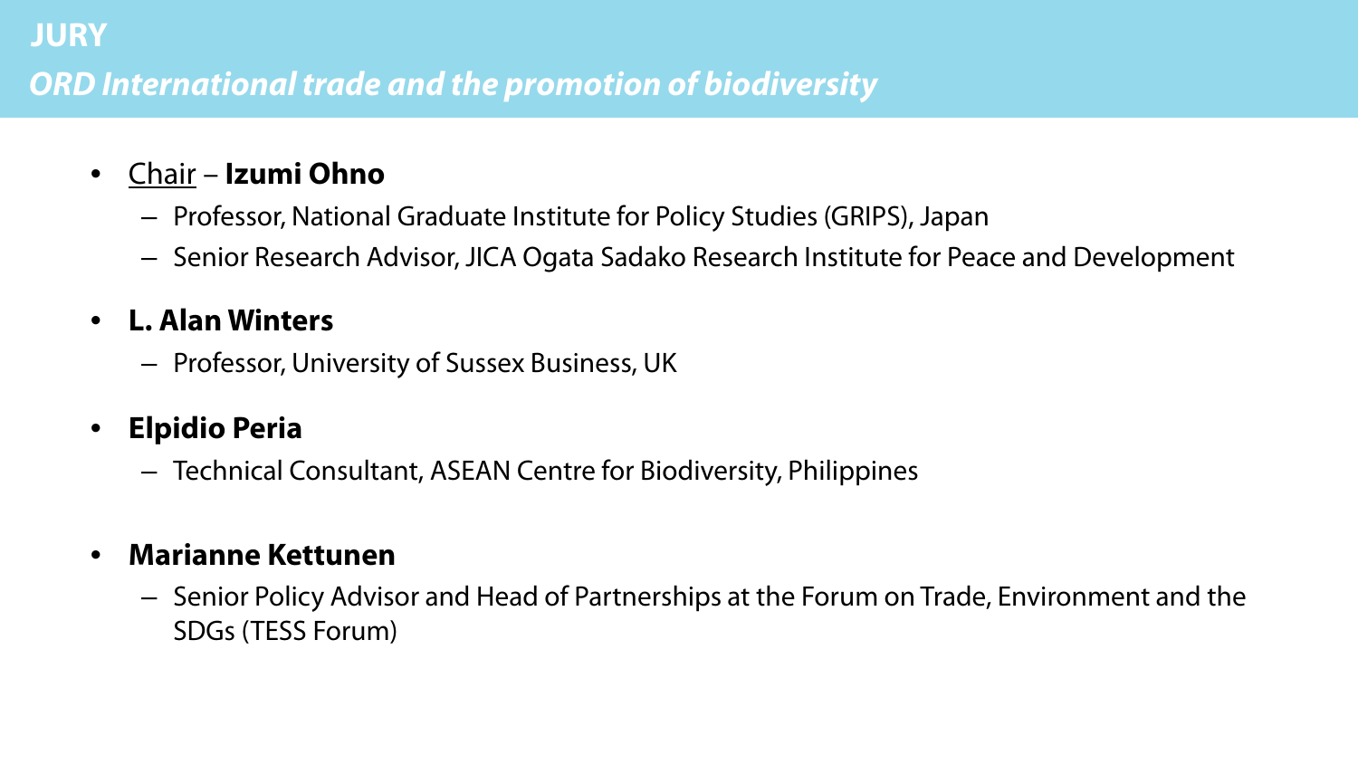# JURY

## *ORD International trade and the promotion of biodiversity*

- <u>Chair</u> – **Izumi Ohno**
  - Professor, National Graduate Institute for Policy Studies (GRIPS), Japan
  - Senior Research Advisor, JICA Ogata Sadako Research Institute for Peace and Development
- **L. Alan Winters**
  - Professor, University of Sussex Business, UK
- **Elpidio Peria**
  - Technical Consultant, ASEAN Centre for Biodiversity, Philippines
- **Marianne Kettunen**
  - Senior Policy Advisor and Head of Partnerships at the Forum on Trade, Environment and the SDGs (TESS Forum)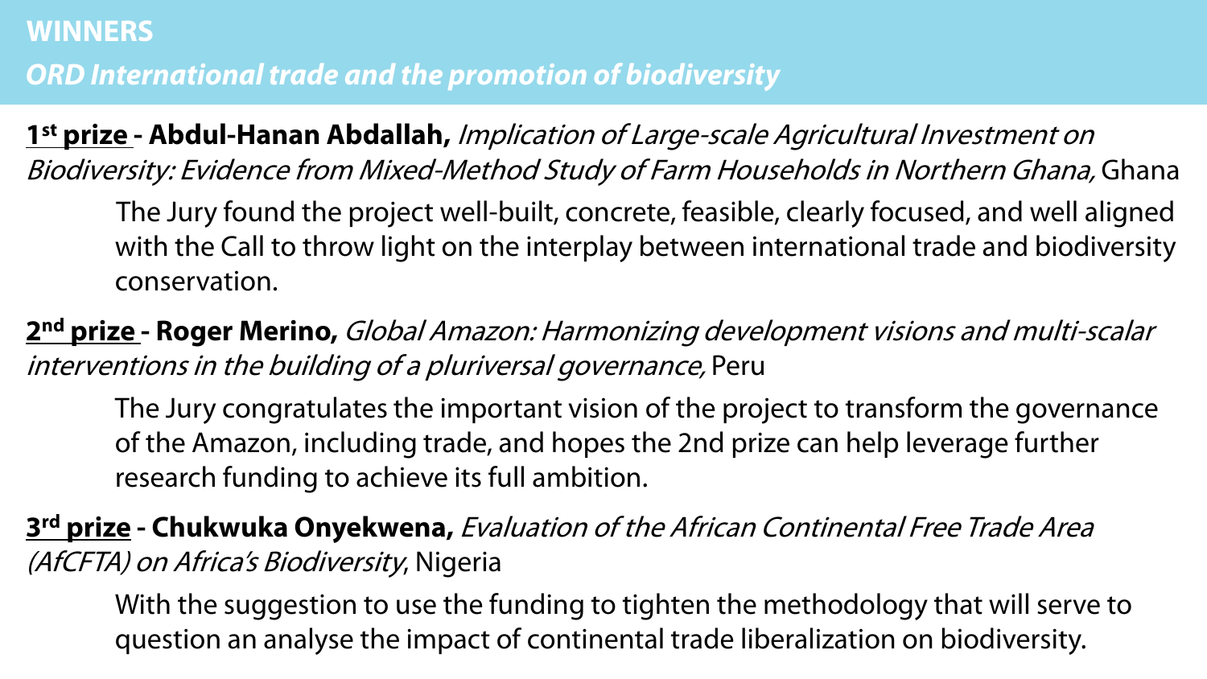## WINNERS

### *ORD International trade and the promotion of biodiversity*

**1st prize - Abdul-Hanan Abdallah,** *Implication of Large-scale Agricultural Investment on Biodiversity: Evidence from Mixed-Method Study of Farm Households in Northern Ghana,* Ghana

> The Jury found the project well-built, concrete, feasible, clearly focused, and well aligned with the Call to throw light on the interplay between international trade and biodiversity conservation.

**2nd prize - Roger Merino,** *Global Amazon: Harmonizing development visions and multi-scalar interventions in the building of a pluriversal governance,* Peru

> The Jury congratulates the important vision of the project to transform the governance of the Amazon, including trade, and hopes the 2nd prize can help leverage further research funding to achieve its full ambition.

**3rd prize - Chukwuka Onyekwena,** *Evaluation of the African Continental Free Trade Area (AfCFTA) on Africa's Biodiversity*, Nigeria

> With the suggestion to use the funding to tighten the methodology that will serve to question an analyse the impact of continental trade liberalization on biodiversity.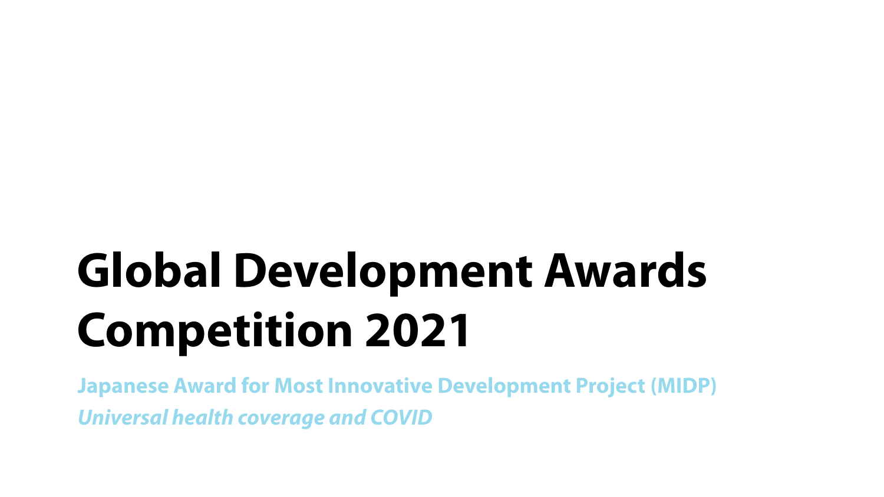# Global Development Awards Competition 2021

**Japanese Award for Most Innovative Development Project (MIDP)**

***Universal health coverage and COVID***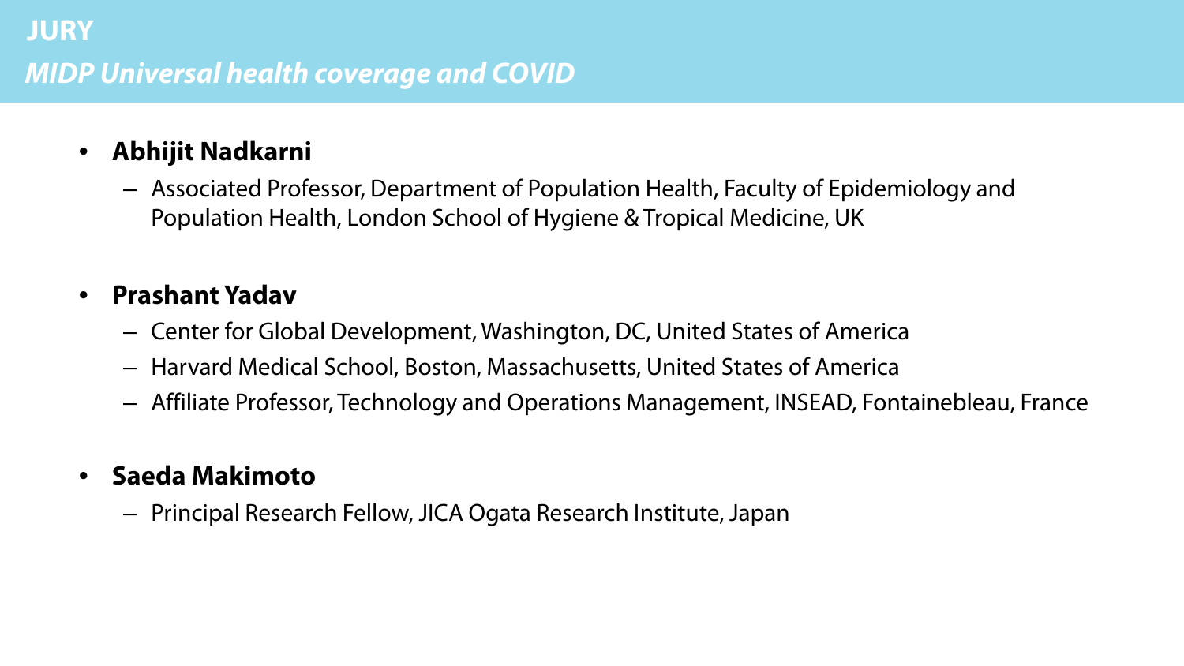# JURY

## *MIDP Universal health coverage and COVID*

- **Abhijit Nadkarni**
  - Associated Professor, Department of Population Health, Faculty of Epidemiology and Population Health, London School of Hygiene & Tropical Medicine, UK

- **Prashant Yadav**
  - Center for Global Development, Washington, DC, United States of America
  - Harvard Medical School, Boston, Massachusetts, United States of America
  - Affiliate Professor, Technology and Operations Management, INSEAD, Fontainebleau, France

- **Saeda Makimoto**
  - Principal Research Fellow, JICA Ogata Research Institute, Japan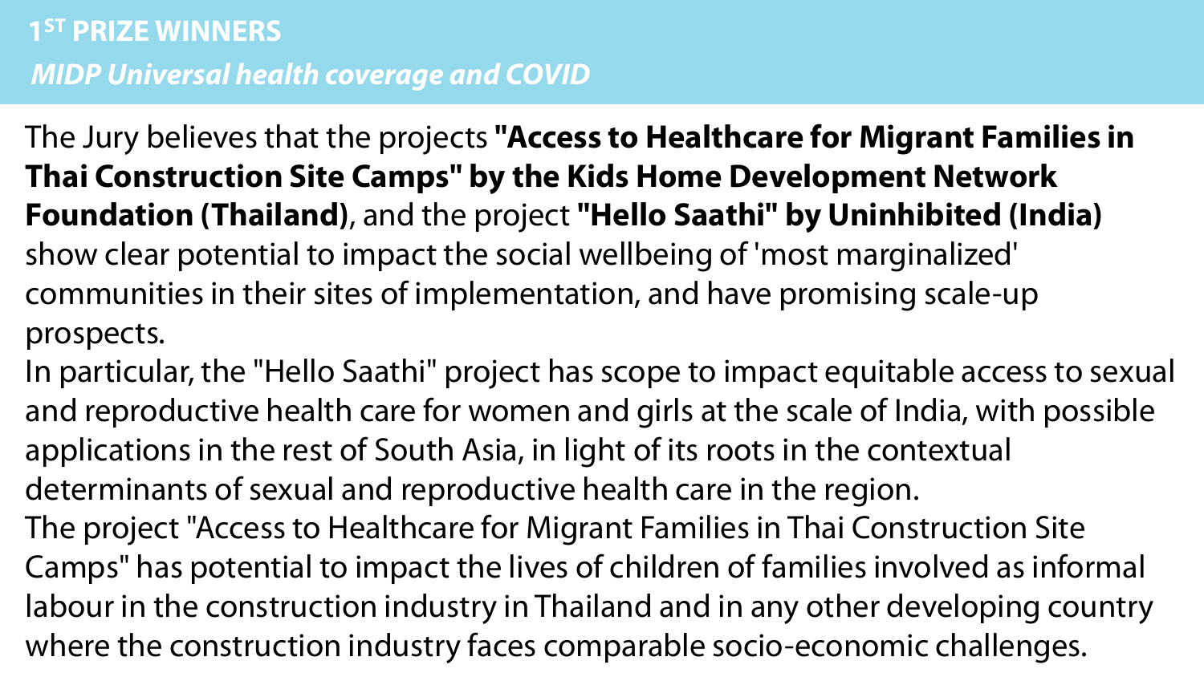# 1ST PRIZE WINNERS

## *MIDP Universal health coverage and COVID*

The Jury believes that the projects **"Access to Healthcare for Migrant Families in Thai Construction Site Camps" by the Kids Home Development Network Foundation (Thailand)**, and the project **"Hello Saathi" by Uninhibited (India)** show clear potential to impact the social wellbeing of 'most marginalized' communities in their sites of implementation, and have promising scale-up prospects.

In particular, the "Hello Saathi" project has scope to impact equitable access to sexual and reproductive health care for women and girls at the scale of India, with possible applications in the rest of South Asia, in light of its roots in the contextual determinants of sexual and reproductive health care in the region.

The project "Access to Healthcare for Migrant Families in Thai Construction Site Camps" has potential to impact the lives of children of families involved as informal labour in the construction industry in Thailand and in any other developing country where the construction industry faces comparable socio-economic challenges.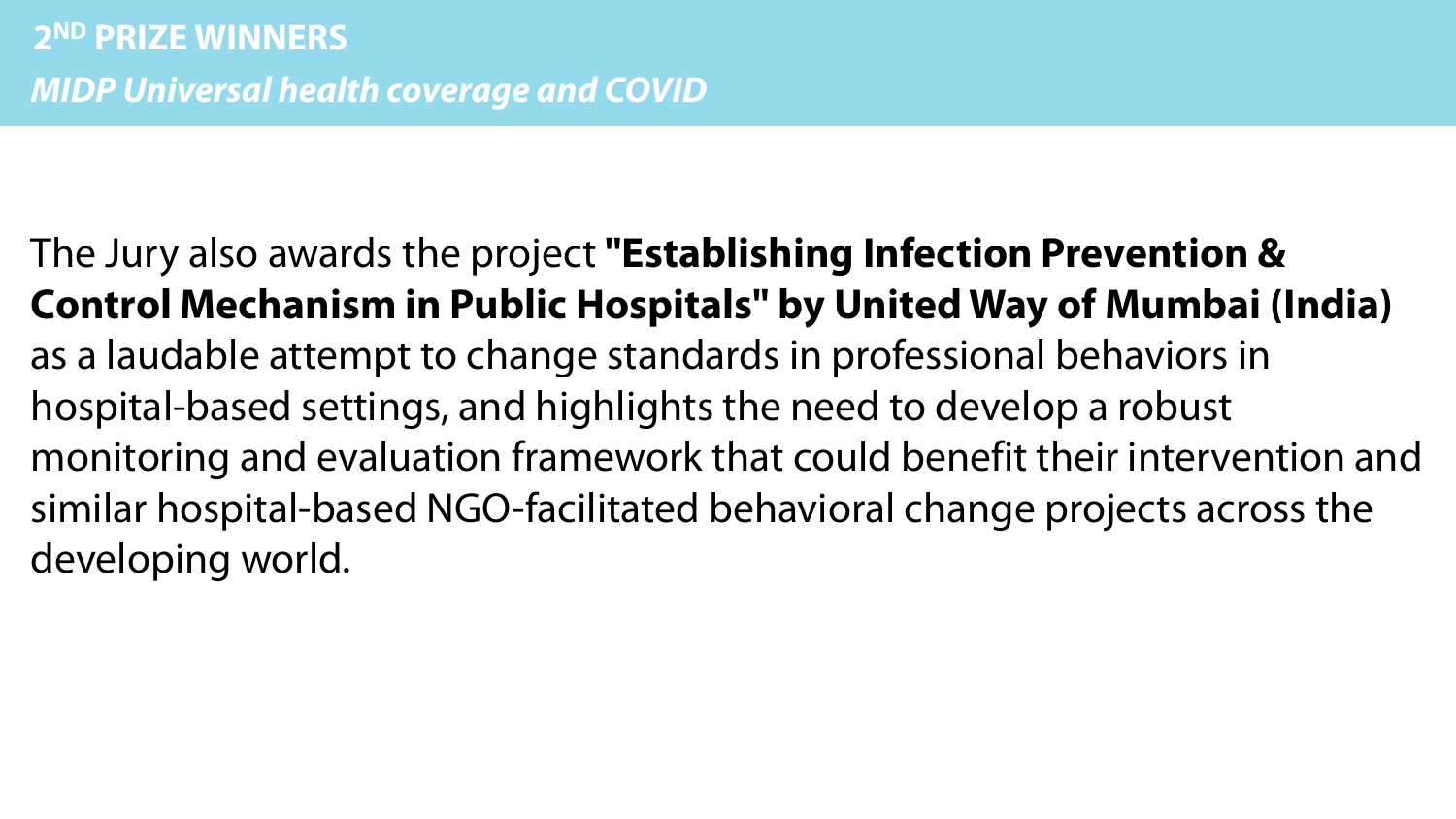## 2ND PRIZE WINNERS

***MIDP Universal health coverage and COVID***

The Jury also awards the project **"Establishing Infection Prevention & Control Mechanism in Public Hospitals" by United Way of Mumbai (India)** as a laudable attempt to change standards in professional behaviors in hospital-based settings, and highlights the need to develop a robust monitoring and evaluation framework that could benefit their intervention and similar hospital-based NGO-facilitated behavioral change projects across the developing world.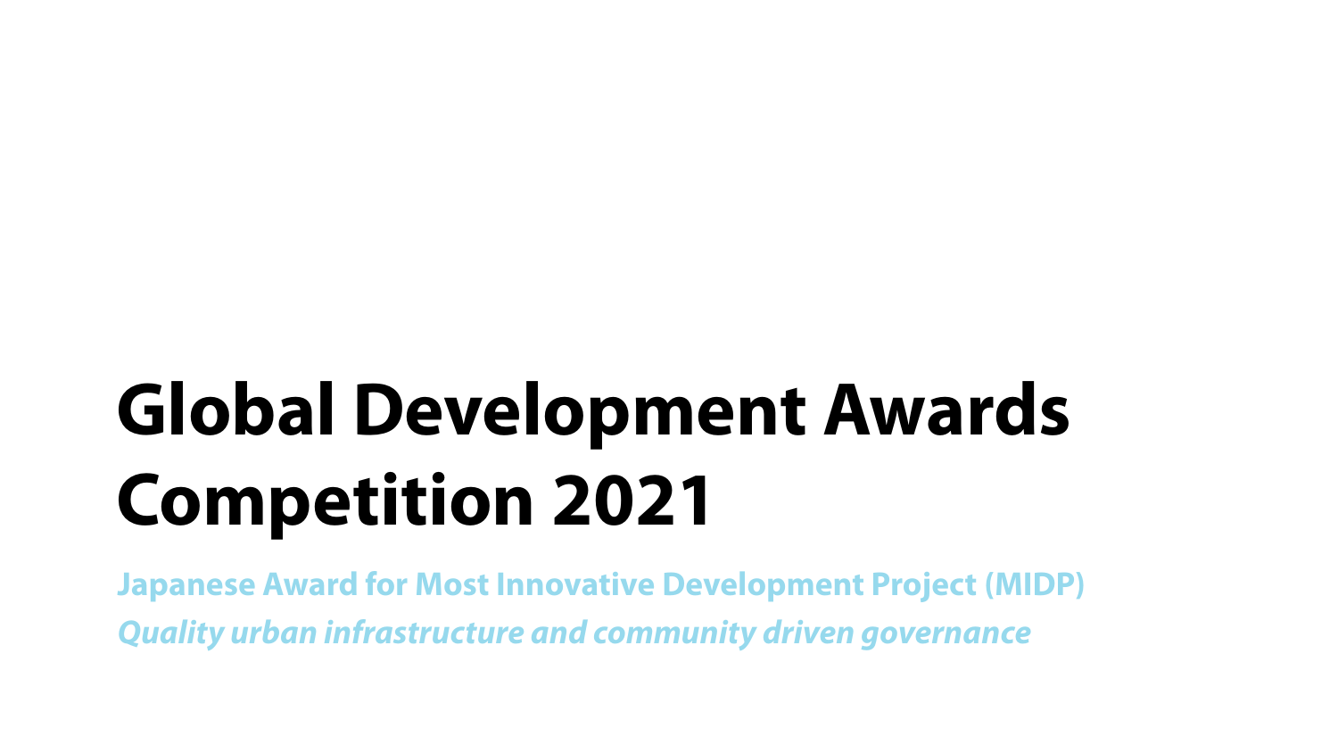# Global Development Awards Competition 2021

**Japanese Award for Most Innovative Development Project (MIDP)**

***Quality urban infrastructure and community driven governance***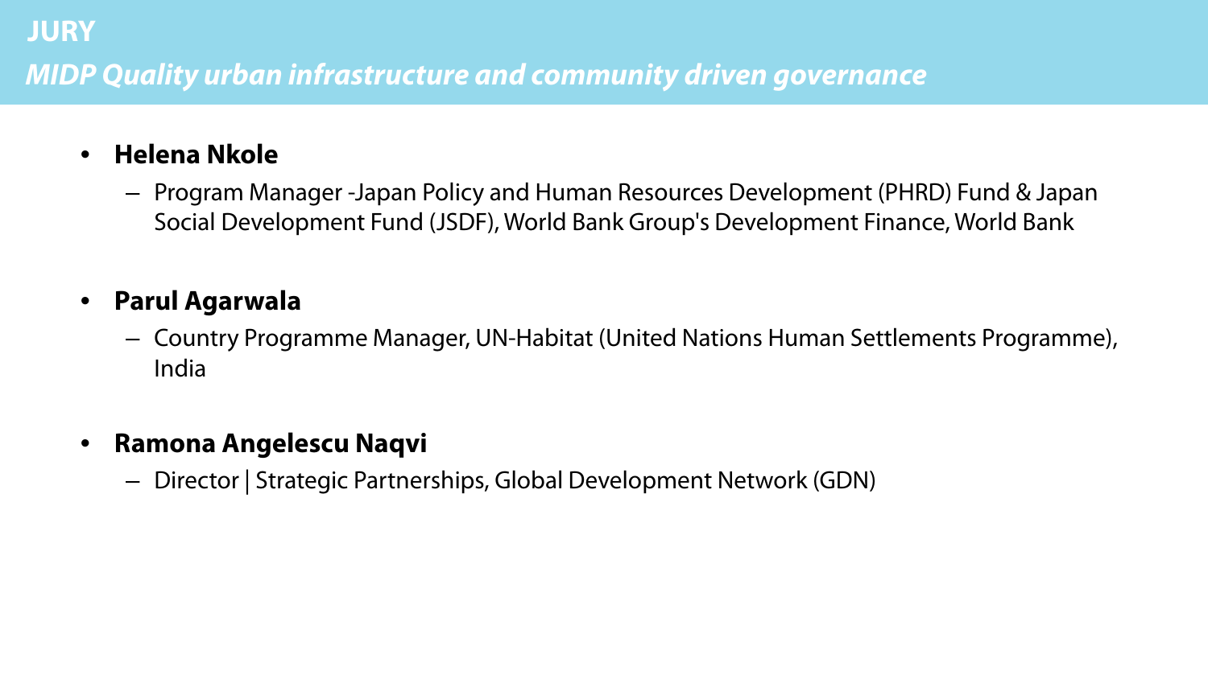# JURY

## *MIDP Quality urban infrastructure and community driven governance*

- **Helena Nkole**
  - Program Manager -Japan Policy and Human Resources Development (PHRD) Fund & Japan Social Development Fund (JSDF), World Bank Group's Development Finance, World Bank
- **Parul Agarwala**
  - Country Programme Manager, UN-Habitat (United Nations Human Settlements Programme), India
- **Ramona Angelescu Naqvi**
  - Director | Strategic Partnerships, Global Development Network (GDN)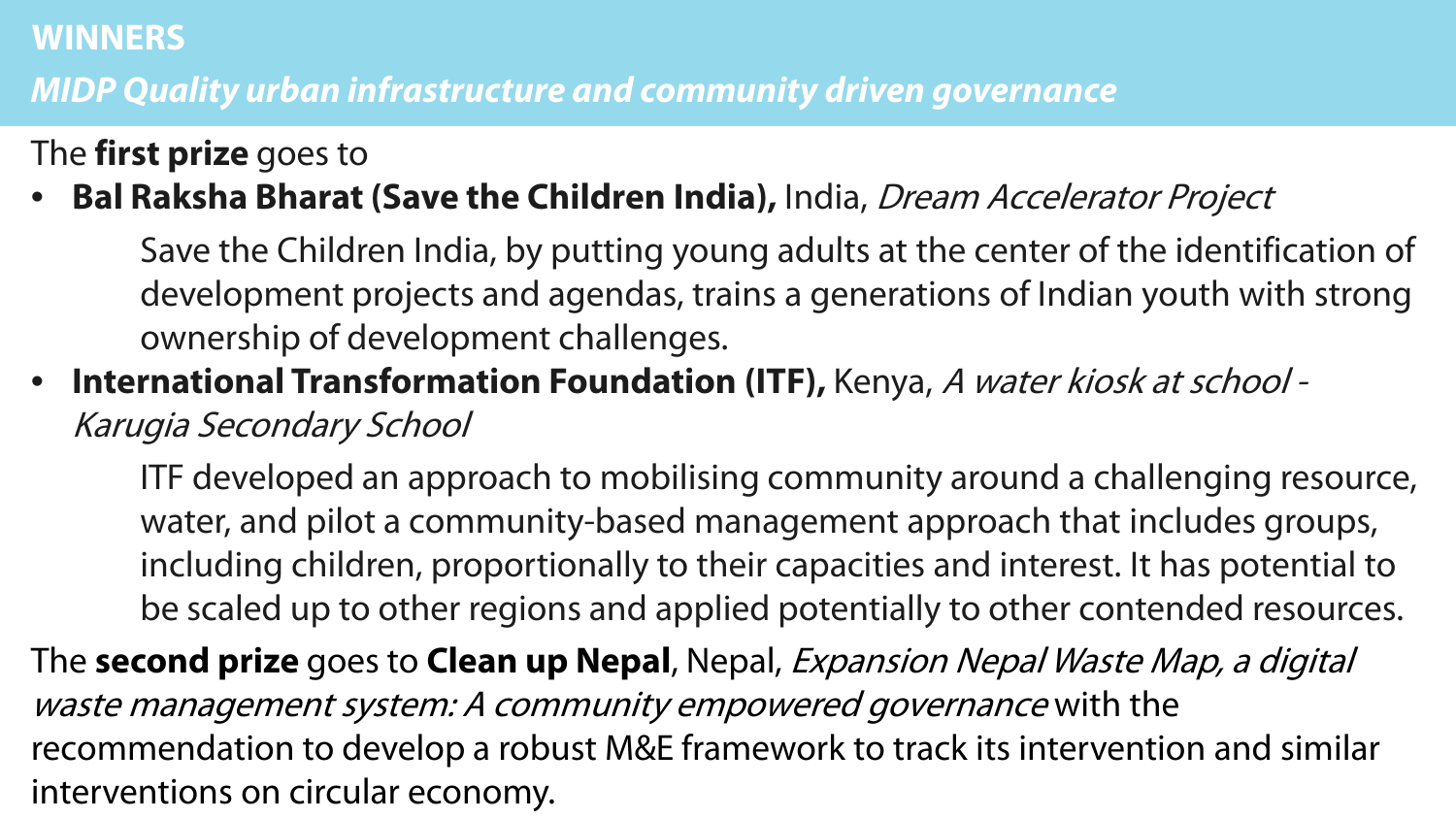## WINNERS

### *MIDP Quality urban infrastructure and community driven governance*

The **first prize** goes to

- **Bal Raksha Bharat (Save the Children India),** India, *Dream Accelerator Project*

  Save the Children India, by putting young adults at the center of the identification of development projects and agendas, trains a generations of Indian youth with strong ownership of development challenges.

- **International Transformation Foundation (ITF),** Kenya, *A water kiosk at school - Karugia Secondary School*

  ITF developed an approach to mobilising community around a challenging resource, water, and pilot a community-based management approach that includes groups, including children, proportionally to their capacities and interest. It has potential to be scaled up to other regions and applied potentially to other contended resources.

The **second prize** goes to **Clean up Nepal**, Nepal, *Expansion Nepal Waste Map, a digital waste management system: A community empowered governance* with the recommendation to develop a robust M&E framework to track its intervention and similar interventions on circular economy.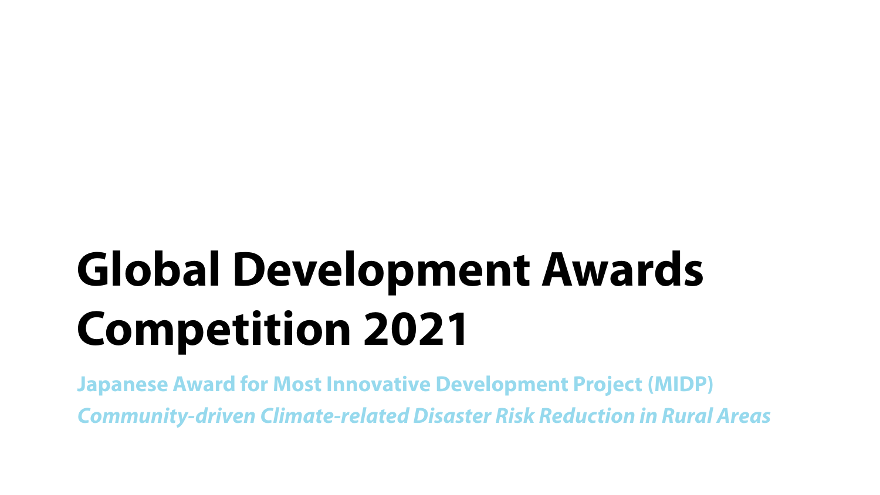# Global Development Awards Competition 2021

**Japanese Award for Most Innovative Development Project (MIDP)**

***Community-driven Climate-related Disaster Risk Reduction in Rural Areas***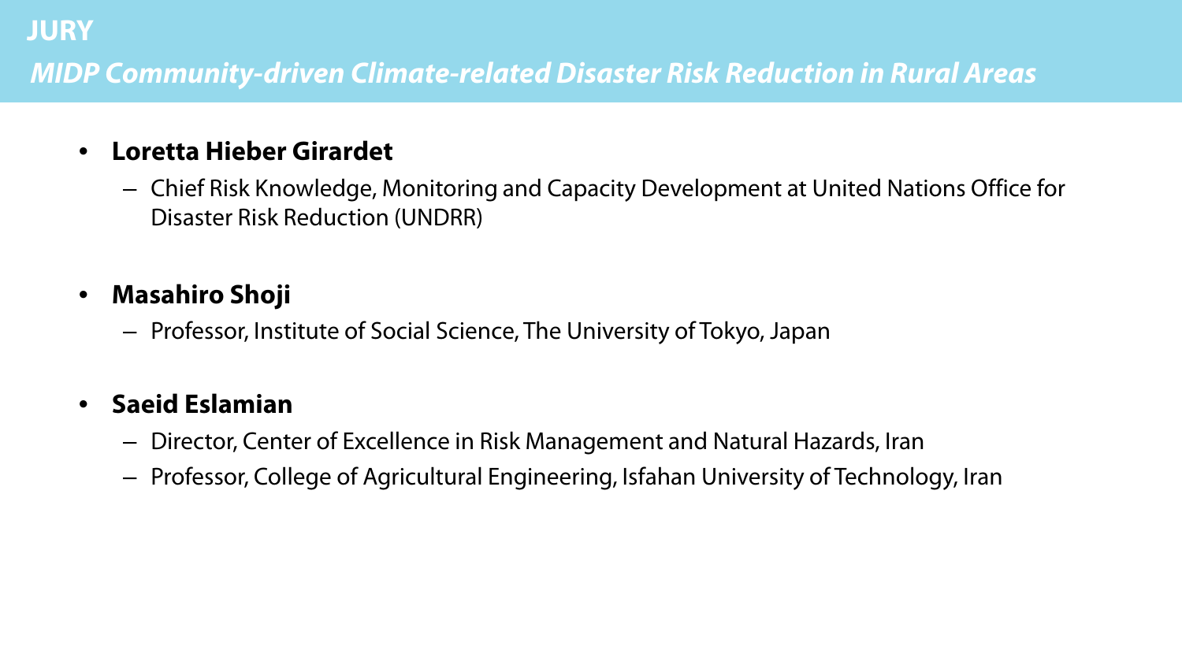# JURY

## *MIDP Community-driven Climate-related Disaster Risk Reduction in Rural Areas*

- **Loretta Hieber Girardet**
  - Chief Risk Knowledge, Monitoring and Capacity Development at United Nations Office for Disaster Risk Reduction (UNDRR)
- **Masahiro Shoji**
  - Professor, Institute of Social Science, The University of Tokyo, Japan
- **Saeid Eslamian**
  - Director, Center of Excellence in Risk Management and Natural Hazards, Iran
  - Professor, College of Agricultural Engineering, Isfahan University of Technology, Iran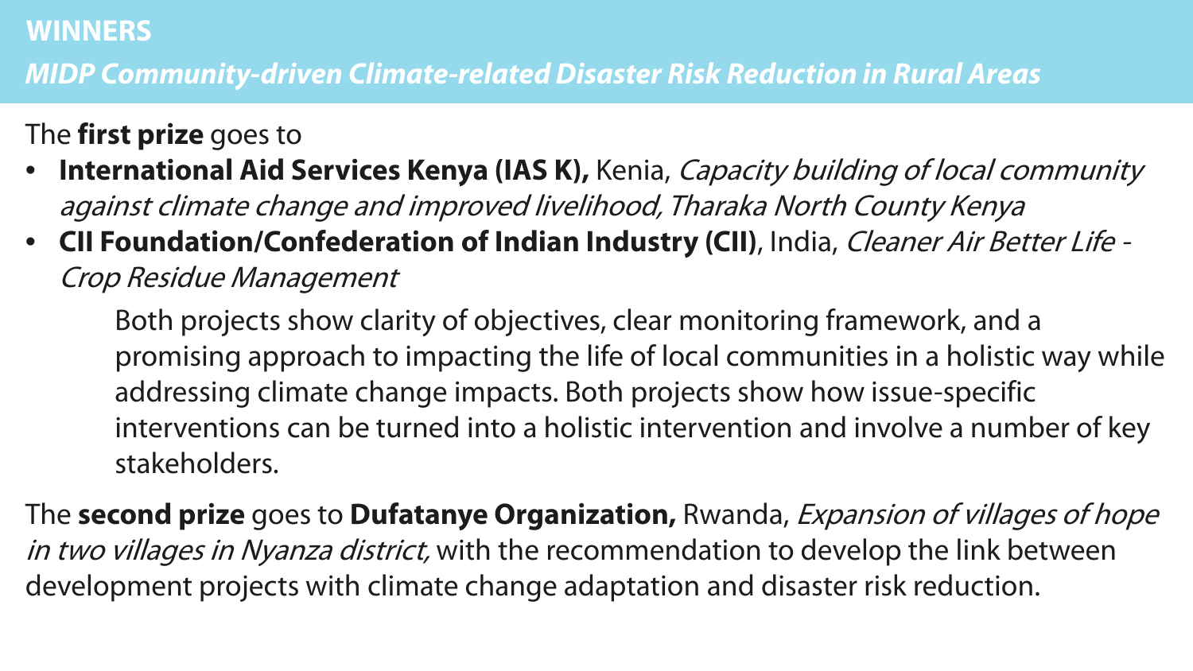## WINNERS

### *MIDP Community-driven Climate-related Disaster Risk Reduction in Rural Areas*

The **first prize** goes to

- **International Aid Services Kenya (IAS K),** Kenia, *Capacity building of local community against climate change and improved livelihood, Tharaka North County Kenya*
- **CII Foundation/Confederation of Indian Industry (CII)**, India, *Cleaner Air Better Life - Crop Residue Management*

  Both projects show clarity of objectives, clear monitoring framework, and a promising approach to impacting the life of local communities in a holistic way while addressing climate change impacts. Both projects show how issue-specific interventions can be turned into a holistic intervention and involve a number of key stakeholders.

The **second prize** goes to **Dufatanye Organization,** Rwanda, *Expansion of villages of hope in two villages in Nyanza district,* with the recommendation to develop the link between development projects with climate change adaptation and disaster risk reduction.